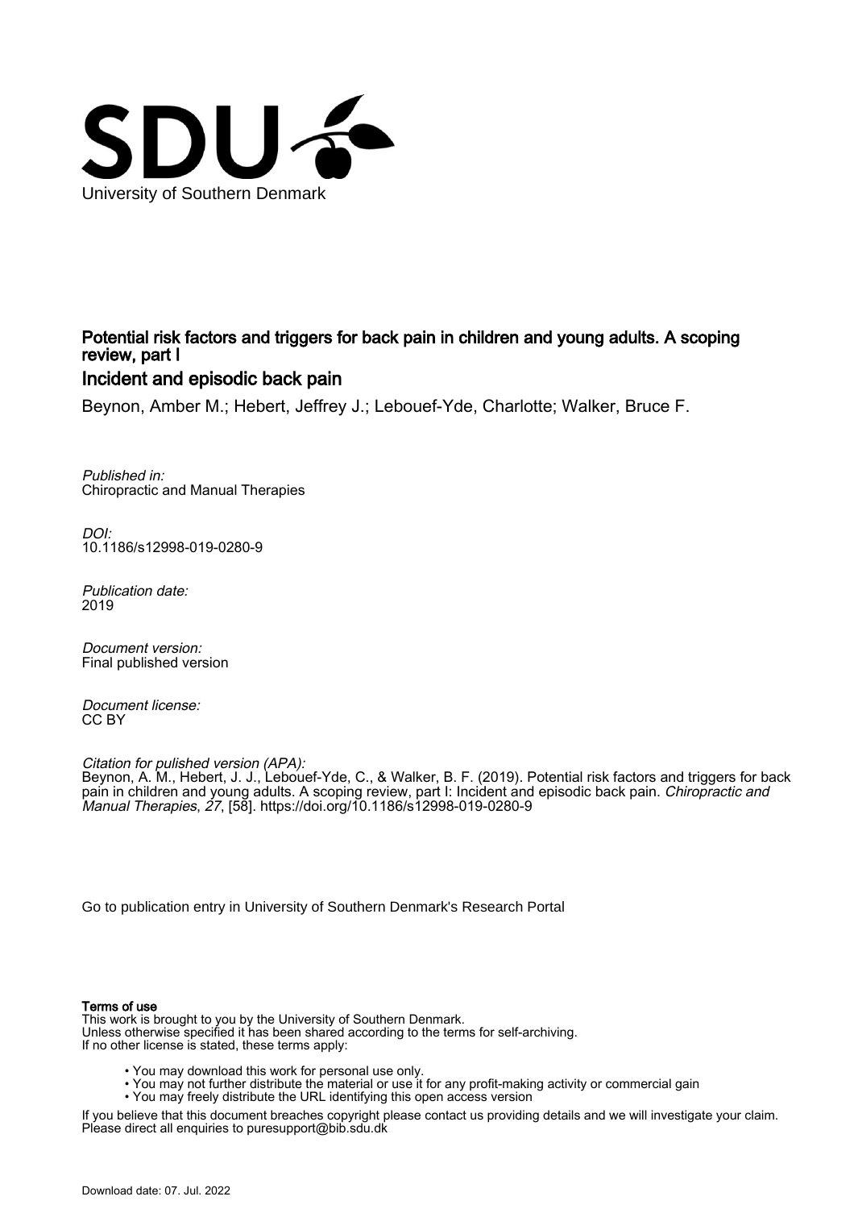University of Southern Denmark

# Potential risk factors and triggers for back pain in children and young adults. A scoping review, part I

## Incident and episodic back pain

Beynon, Amber M.; Hebert, Jeffrey J.; Lebouef-Yde, Charlotte; Walker, Bruce F.

*Published in:*
Chiropractic and Manual Therapies

*DOI:*
10.1186/s12998-019-0280-9

*Publication date:*
2019

*Document version:*
Final published version

*Document license:*
CC BY

*Citation for pulished version (APA):*
Beynon, A. M., Hebert, J. J., Lebouef-Yde, C., & Walker, B. F. (2019). Potential risk factors and triggers for back pain in children and young adults. A scoping review, part I: Incident and episodic back pain. *Chiropractic and Manual Therapies*, *27*, [58]. https://doi.org/10.1186/s12998-019-0280-9

Go to publication entry in University of Southern Denmark's Research Portal

**Terms of use**

This work is brought to you by the University of Southern Denmark.
Unless otherwise specified it has been shared according to the terms for self-archiving.
If no other license is stated, these terms apply:

- You may download this work for personal use only.
- You may not further distribute the material or use it for any profit-making activity or commercial gain
- You may freely distribute the URL identifying this open access version

If you believe that this document breaches copyright please contact us providing details and we will investigate your claim.
Please direct all enquiries to puresupport@bib.sdu.dk

Download date: 07. Jul. 2022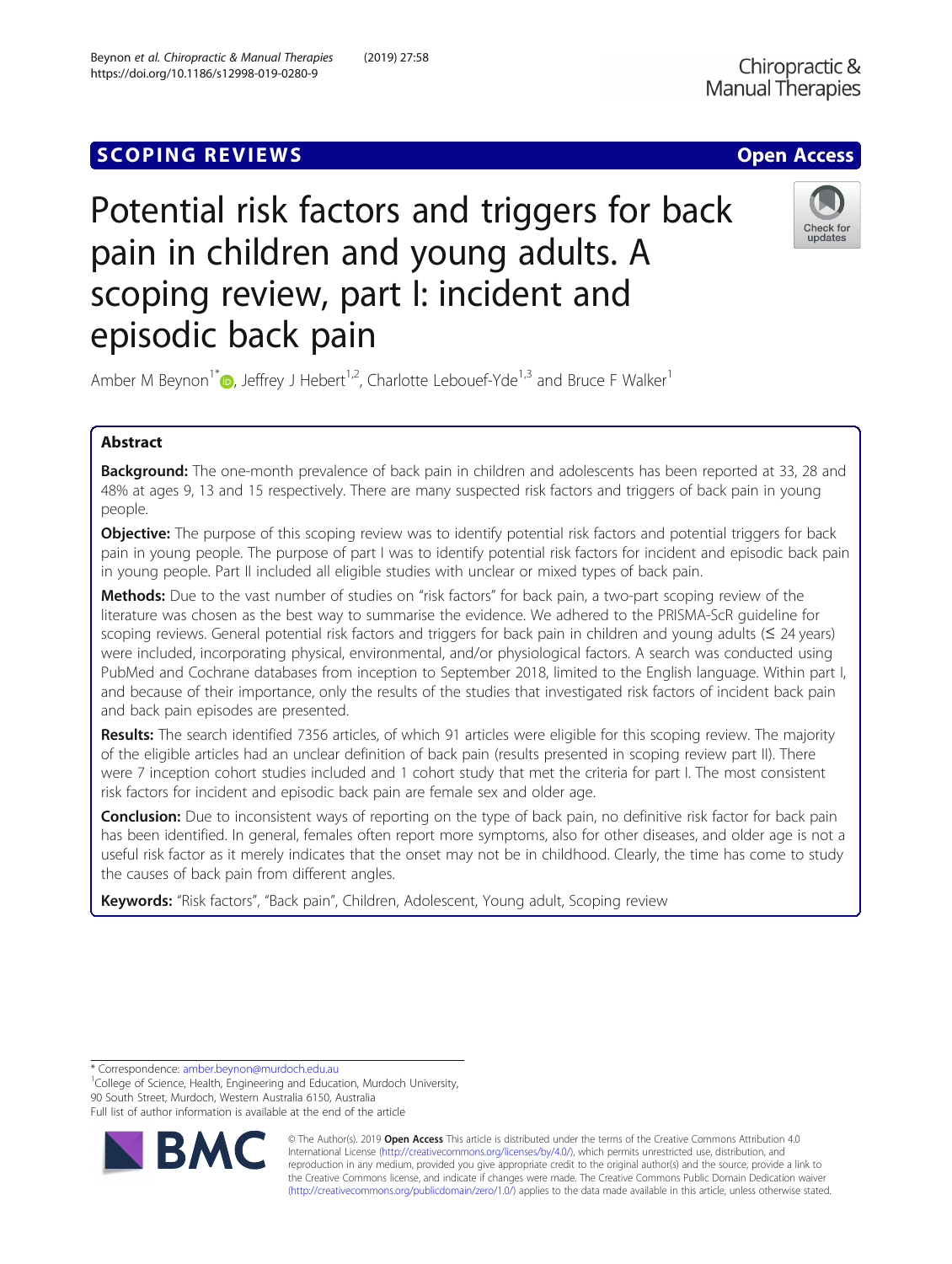# Potential risk factors and triggers for back pain in children and young adults. A scoping review, part I: incident and episodic back pain

Amber M Beynon[1*], Jeffrey J Hebert[1,2], Charlotte Leboeuf-Yde[1,3] and Bruce F Walker[1]

## Abstract

**Background:** The one-month prevalence of back pain in children and adolescents has been reported at 33, 28 and 48% at ages 9, 13 and 15 respectively. There are many suspected risk factors and triggers of back pain in young people.

**Objective:** The purpose of this scoping review was to identify potential risk factors and potential triggers for back pain in young people. The purpose of part I was to identify potential risk factors for incident and episodic back pain in young people. Part II included all eligible studies with unclear or mixed types of back pain.

**Methods:** Due to the vast number of studies on "risk factors" for back pain, a two-part scoping review of the literature was chosen as the best way to summarise the evidence. We adhered to the PRISMA-ScR guideline for scoping reviews. General potential risk factors and triggers for back pain in children and young adults (≤ 24 years) were included, incorporating physical, environmental, and/or physiological factors. A search was conducted using PubMed and Cochrane databases from inception to September 2018, limited to the English language. Within part I, and because of their importance, only the results of the studies that investigated risk factors of incident back pain and back pain episodes are presented.

**Results:** The search identified 7356 articles, of which 91 articles were eligible for this scoping review. The majority of the eligible articles had an unclear definition of back pain (results presented in scoping review part II). There were 7 inception cohort studies included and 1 cohort study that met the criteria for part I. The most consistent risk factors for incident and episodic back pain are female sex and older age.

**Conclusion:** Due to inconsistent ways of reporting on the type of back pain, no definitive risk factor for back pain has been identified. In general, females often report more symptoms, also for other diseases, and older age is not a useful risk factor as it merely indicates that the onset may not be in childhood. Clearly, the time has come to study the causes of back pain from different angles.

**Keywords:** "Risk factors", "Back pain", Children, Adolescent, Young adult, Scoping review

* Correspondence: amber.beynon@murdoch.edu.au
[1]College of Science, Health, Engineering and Education, Murdoch University, 90 South Street, Murdoch, Western Australia 6150, Australia
Full list of author information is available at the end of the article

© The Author(s). 2019 **Open Access** This article is distributed under the terms of the Creative Commons Attribution 4.0 International License (http://creativecommons.org/licenses/by/4.0/), which permits unrestricted use, distribution, and reproduction in any medium, provided you give appropriate credit to the original author(s) and the source, provide a link to the Creative Commons license, and indicate if changes were made. The Creative Commons Public Domain Dedication waiver (http://creativecommons.org/publicdomain/zero/1.0/) applies to the data made available in this article, unless otherwise stated.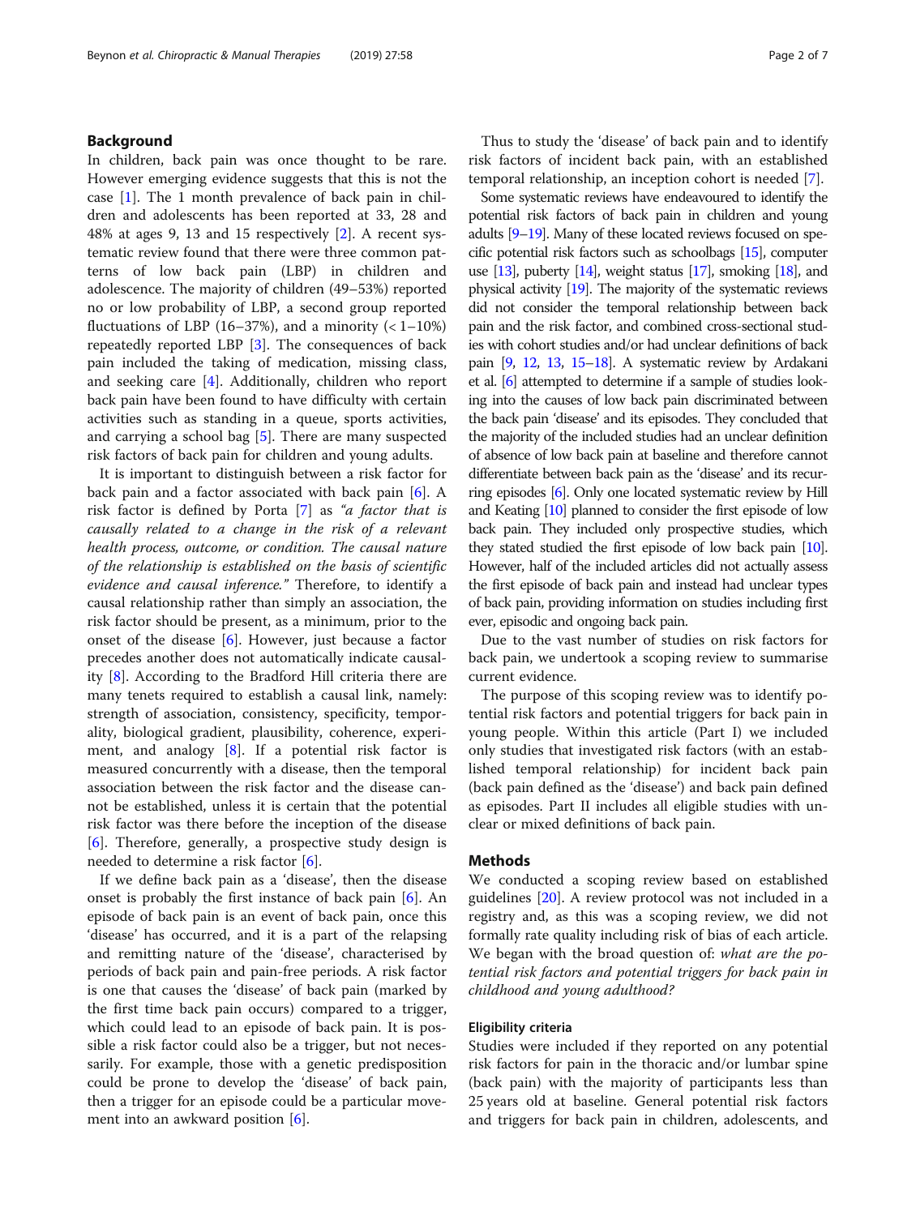## Background

In children, back pain was once thought to be rare. However emerging evidence suggests that this is not the case [1]. The 1 month prevalence of back pain in children and adolescents has been reported at 33, 28 and 48% at ages 9, 13 and 15 respectively [2]. A recent systematic review found that there were three common patterns of low back pain (LBP) in children and adolescence. The majority of children (49–53%) reported no or low probability of LBP, a second group reported fluctuations of LBP (16–37%), and a minority (< 1–10%) repeatedly reported LBP [3]. The consequences of back pain included the taking of medication, missing class, and seeking care [4]. Additionally, children who report back pain have been found to have difficulty with certain activities such as standing in a queue, sports activities, and carrying a school bag [5]. There are many suspected risk factors of back pain for children and young adults.

It is important to distinguish between a risk factor for back pain and a factor associated with back pain [6]. A risk factor is defined by Porta [7] as *"a factor that is causally related to a change in the risk of a relevant health process, outcome, or condition. The causal nature of the relationship is established on the basis of scientific evidence and causal inference."* Therefore, to identify a causal relationship rather than simply an association, the risk factor should be present, as a minimum, prior to the onset of the disease [6]. However, just because a factor precedes another does not automatically indicate causality [8]. According to the Bradford Hill criteria there are many tenets required to establish a causal link, namely: strength of association, consistency, specificity, temporality, biological gradient, plausibility, coherence, experiment, and analogy [8]. If a potential risk factor is measured concurrently with a disease, then the temporal association between the risk factor and the disease cannot be established, unless it is certain that the potential risk factor was there before the inception of the disease [6]. Therefore, generally, a prospective study design is needed to determine a risk factor [6].

If we define back pain as a 'disease', then the disease onset is probably the first instance of back pain [6]. An episode of back pain is an event of back pain, once this 'disease' has occurred, and it is a part of the relapsing and remitting nature of the 'disease', characterised by periods of back pain and pain-free periods. A risk factor is one that causes the 'disease' of back pain (marked by the first time back pain occurs) compared to a trigger, which could lead to an episode of back pain. It is possible a risk factor could also be a trigger, but not necessarily. For example, those with a genetic predisposition could be prone to develop the 'disease' of back pain, then a trigger for an episode could be a particular movement into an awkward position [6].

Thus to study the 'disease' of back pain and to identify risk factors of incident back pain, with an established temporal relationship, an inception cohort is needed [7].

Some systematic reviews have endeavoured to identify the potential risk factors of back pain in children and young adults [9–19]. Many of these located reviews focused on specific potential risk factors such as schoolbags [15], computer use [13], puberty [14], weight status [17], smoking [18], and physical activity [19]. The majority of the systematic reviews did not consider the temporal relationship between back pain and the risk factor, and combined cross-sectional studies with cohort studies and/or had unclear definitions of back pain [9, 12, 13, 15–18]. A systematic review by Ardakani et al. [6] attempted to determine if a sample of studies looking into the causes of low back pain discriminated between the back pain 'disease' and its episodes. They concluded that the majority of the included studies had an unclear definition of absence of low back pain at baseline and therefore cannot differentiate between back pain as the 'disease' and its recurring episodes [6]. Only one located systematic review by Hill and Keating [10] planned to consider the first episode of low back pain. They included only prospective studies, which they stated studied the first episode of low back pain [10]. However, half of the included articles did not actually assess the first episode of back pain and instead had unclear types of back pain, providing information on studies including first ever, episodic and ongoing back pain.

Due to the vast number of studies on risk factors for back pain, we undertook a scoping review to summarise current evidence.

The purpose of this scoping review was to identify potential risk factors and potential triggers for back pain in young people. Within this article (Part I) we included only studies that investigated risk factors (with an established temporal relationship) for incident back pain (back pain defined as the 'disease') and back pain defined as episodes. Part II includes all eligible studies with unclear or mixed definitions of back pain.

## Methods

We conducted a scoping review based on established guidelines [20]. A review protocol was not included in a registry and, as this was a scoping review, we did not formally rate quality including risk of bias of each article. We began with the broad question of: *what are the potential risk factors and potential triggers for back pain in childhood and young adulthood?*

### Eligibility criteria

Studies were included if they reported on any potential risk factors for pain in the thoracic and/or lumbar spine (back pain) with the majority of participants less than 25 years old at baseline. General potential risk factors and triggers for back pain in children, adolescents, and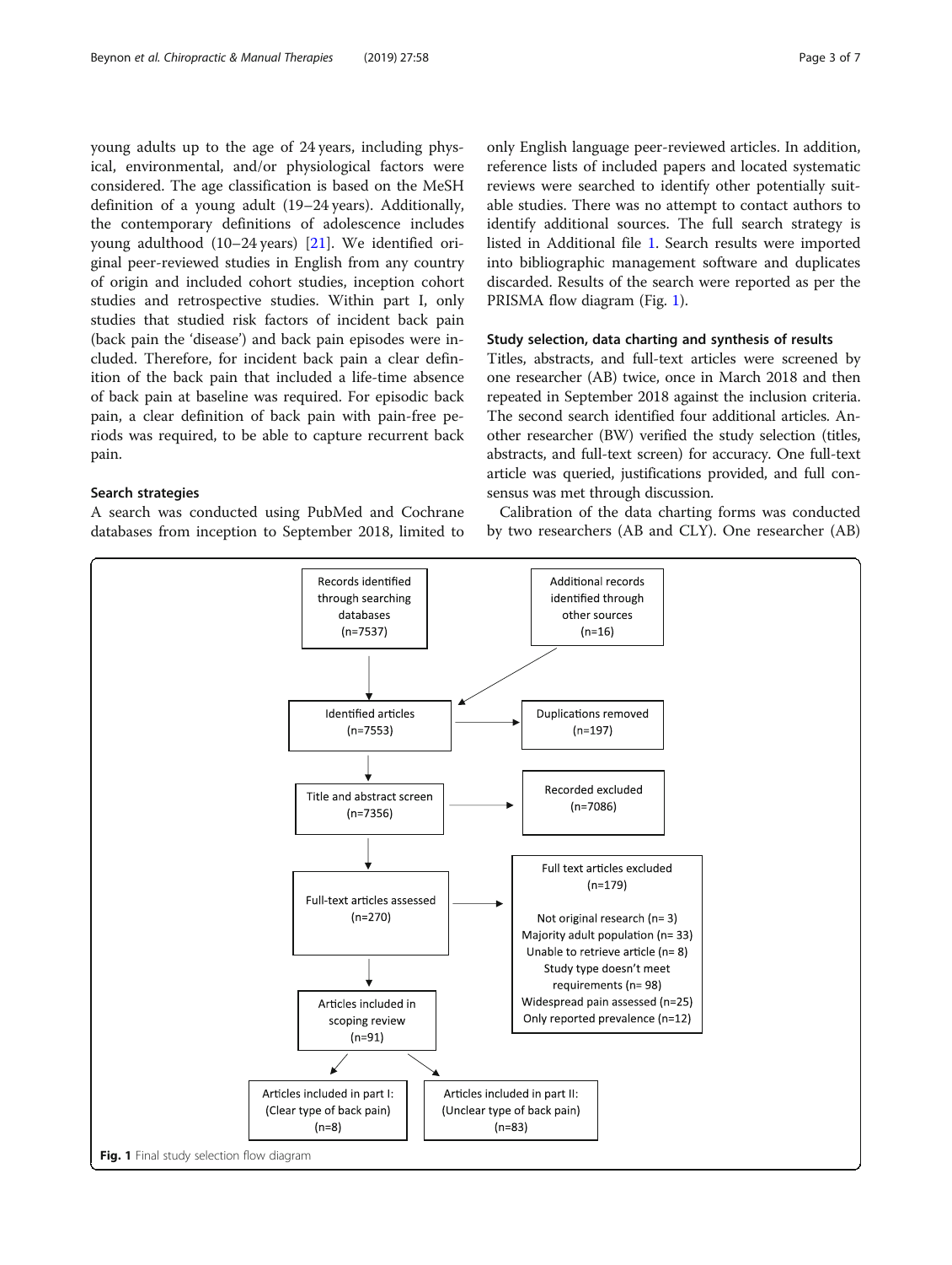young adults up to the age of 24 years, including physical, environmental, and/or physiological factors were considered. The age classification is based on the MeSH definition of a young adult (19–24 years). Additionally, the contemporary definitions of adolescence includes young adulthood (10–24 years) [21]. We identified original peer-reviewed studies in English from any country of origin and included cohort studies, inception cohort studies and retrospective studies. Within part I, only studies that studied risk factors of incident back pain (back pain the 'disease') and back pain episodes were included. Therefore, for incident back pain a clear definition of the back pain that included a life-time absence of back pain at baseline was required. For episodic back pain, a clear definition of back pain with pain-free periods was required, to be able to capture recurrent back pain.

### Search strategies

A search was conducted using PubMed and Cochrane databases from inception to September 2018, limited to only English language peer-reviewed articles. In addition, reference lists of included papers and located systematic reviews were searched to identify other potentially suitable studies. There was no attempt to contact authors to identify additional sources. The full search strategy is listed in Additional file 1. Search results were imported into bibliographic management software and duplicates discarded. Results of the search were reported as per the PRISMA flow diagram (Fig. 1).

### Study selection, data charting and synthesis of results

Titles, abstracts, and full-text articles were screened by one researcher (AB) twice, once in March 2018 and then repeated in September 2018 against the inclusion criteria. The second search identified four additional articles. Another researcher (BW) verified the study selection (titles, abstracts, and full-text screen) for accuracy. One full-text article was queried, justifications provided, and full consensus was met through discussion.

Calibration of the data charting forms was conducted by two researchers (AB and CLY). One researcher (AB)

Records identified through searching databases (n=7537)

Additional records identified through other sources (n=16)

Identified articles (n=7553)

Duplications removed (n=197)

Title and abstract screen (n=7356)

Recorded excluded (n=7086)

Full-text articles assessed (n=270)

Full text articles excluded (n=179)

- Not original research (n= 3)
- Majority adult population (n= 33)
- Unable to retrieve article (n= 8)
- Study type doesn't meet requirements (n= 98)
- Widespread pain assessed (n=25)
- Only reported prevalence (n=12)

Articles included in scoping review (n=91)

Articles included in part I: (Clear type of back pain) (n=8)

Articles included in part II: (Unclear type of back pain) (n=83)

**Fig. 1** Final study selection flow diagram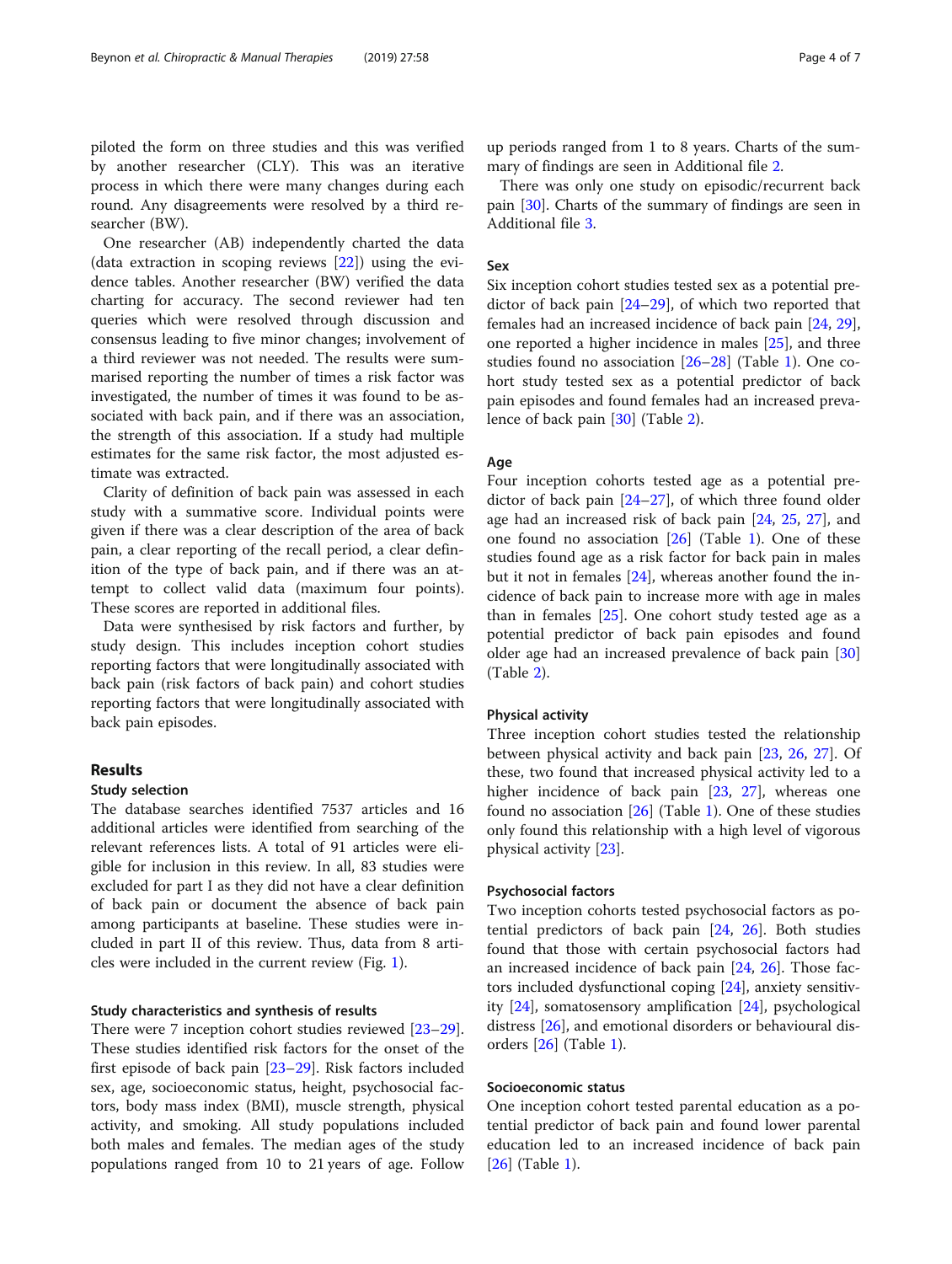piloted the form on three studies and this was verified by another researcher (CLY). This was an iterative process in which there were many changes during each round. Any disagreements were resolved by a third researcher (BW).

One researcher (AB) independently charted the data (data extraction in scoping reviews [22]) using the evidence tables. Another researcher (BW) verified the data charting for accuracy. The second reviewer had ten queries which were resolved through discussion and consensus leading to five minor changes; involvement of a third reviewer was not needed. The results were summarised reporting the number of times a risk factor was investigated, the number of times it was found to be associated with back pain, and if there was an association, the strength of this association. If a study had multiple estimates for the same risk factor, the most adjusted estimate was extracted.

Clarity of definition of back pain was assessed in each study with a summative score. Individual points were given if there was a clear description of the area of back pain, a clear reporting of the recall period, a clear definition of the type of back pain, and if there was an attempt to collect valid data (maximum four points). These scores are reported in additional files.

Data were synthesised by risk factors and further, by study design. This includes inception cohort studies reporting factors that were longitudinally associated with back pain (risk factors of back pain) and cohort studies reporting factors that were longitudinally associated with back pain episodes.

## Results

### Study selection

The database searches identified 7537 articles and 16 additional articles were identified from searching of the relevant references lists. A total of 91 articles were eligible for inclusion in this review. In all, 83 studies were excluded for part I as they did not have a clear definition of back pain or document the absence of back pain among participants at baseline. These studies were included in part II of this review. Thus, data from 8 articles were included in the current review (Fig. 1).

### Study characteristics and synthesis of results

There were 7 inception cohort studies reviewed [23–29]. These studies identified risk factors for the onset of the first episode of back pain [23–29]. Risk factors included sex, age, socioeconomic status, height, psychosocial factors, body mass index (BMI), muscle strength, physical activity, and smoking. All study populations included both males and females. The median ages of the study populations ranged from 10 to 21 years of age. Follow up periods ranged from 1 to 8 years. Charts of the summary of findings are seen in Additional file 2.

There was only one study on episodic/recurrent back pain [30]. Charts of the summary of findings are seen in Additional file 3.

### Sex

Six inception cohort studies tested sex as a potential predictor of back pain [24–29], of which two reported that females had an increased incidence of back pain [24, 29], one reported a higher incidence in males [25], and three studies found no association [26–28] (Table 1). One cohort study tested sex as a potential predictor of back pain episodes and found females had an increased prevalence of back pain [30] (Table 2).

### Age

Four inception cohorts tested age as a potential predictor of back pain [24–27], of which three found older age had an increased risk of back pain [24, 25, 27], and one found no association [26] (Table 1). One of these studies found age as a risk factor for back pain in males but it not in females [24], whereas another found the incidence of back pain to increase more with age in males than in females [25]. One cohort study tested age as a potential predictor of back pain episodes and found older age had an increased prevalence of back pain [30] (Table 2).

### Physical activity

Three inception cohort studies tested the relationship between physical activity and back pain [23, 26, 27]. Of these, two found that increased physical activity led to a higher incidence of back pain [23, 27], whereas one found no association [26] (Table 1). One of these studies only found this relationship with a high level of vigorous physical activity [23].

### Psychosocial factors

Two inception cohorts tested psychosocial factors as potential predictors of back pain [24, 26]. Both studies found that those with certain psychosocial factors had an increased incidence of back pain [24, 26]. Those factors included dysfunctional coping [24], anxiety sensitivity [24], somatosensory amplification [24], psychological distress [26], and emotional disorders or behavioural disorders [26] (Table 1).

### Socioeconomic status

One inception cohort tested parental education as a potential predictor of back pain and found lower parental education led to an increased incidence of back pain [26] (Table 1).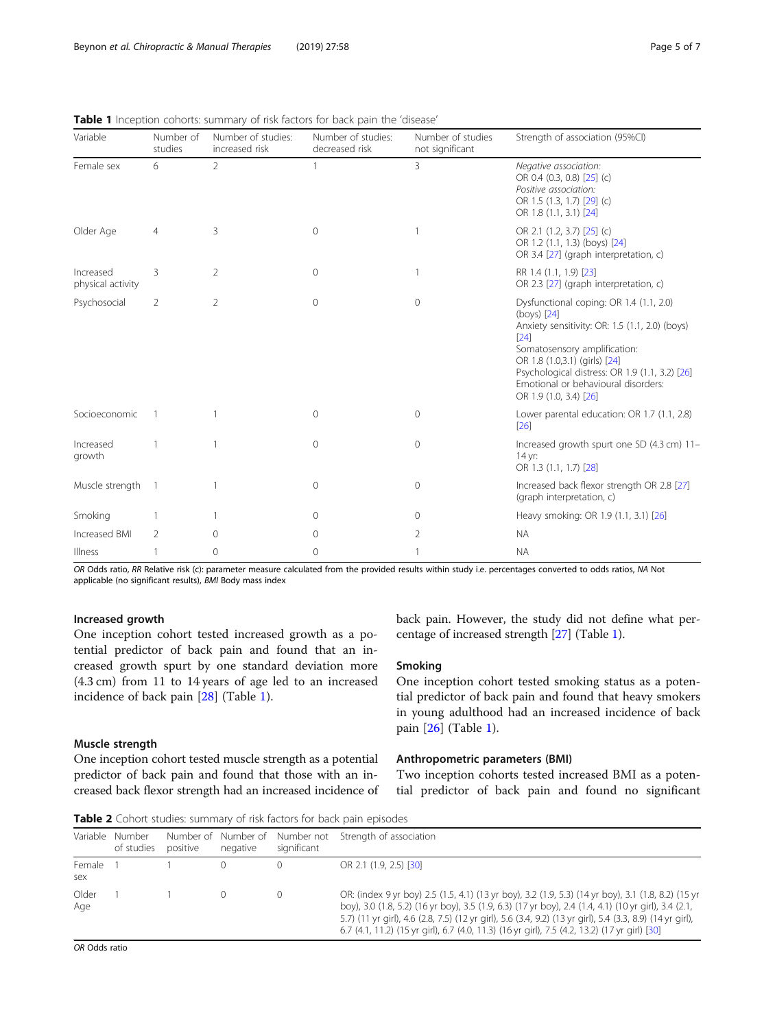**Table 1** Inception cohorts: summary of risk factors for back pain the 'disease'

| Variable | Number of studies | Number of studies: increased risk | Number of studies: decreased risk | Number of studies not significant | Strength of association (95%CI) |
|---|---|---|---|---|---|
| Female sex | 6 | 2 | 1 | 3 | *Negative association:* OR 0.4 (0.3, 0.8) [25] (c) *Positive association:* OR 1.5 (1.3, 1.7) [29] (c) OR 1.8 (1.1, 3.1) [24] |
| Older Age | 4 | 3 | 0 | 1 | OR 2.1 (1.2, 3.7) [25] (c) OR 1.2 (1.1, 1.3) (boys) [24] OR 3.4 [27] (graph interpretation, c) |
| Increased physical activity | 3 | 2 | 0 | 1 | RR 1.4 (1.1, 1.9) [23] OR 2.3 [27] (graph interpretation, c) |
| Psychosocial | 2 | 2 | 0 | 0 | Dysfunctional coping: OR 1.4 (1.1, 2.0) (boys) [24] Anxiety sensitivity: OR: 1.5 (1.1, 2.0) (boys) [24] Somatosensory amplification: OR 1.8 (1.0,3.1) (girls) [24] Psychological distress: OR 1.9 (1.1, 3.2) [26] Emotional or behavioural disorders: OR 1.9 (1.0, 3.4) [26] |
| Socioeconomic | 1 | 1 | 0 | 0 | Lower parental education: OR 1.7 (1.1, 2.8) [26] |
| Increased growth | 1 | 1 | 0 | 0 | Increased growth spurt one SD (4.3 cm) 11–14 yr: OR 1.3 (1.1, 1.7) [28] |
| Muscle strength | 1 | 1 | 0 | 0 | Increased back flexor strength OR 2.8 [27] (graph interpretation, c) |
| Smoking | 1 | 1 | 0 | 0 | Heavy smoking: OR 1.9 (1.1, 3.1) [26] |
| Increased BMI | 2 | 0 | 0 | 2 | NA |
| Illness | 1 | 0 | 0 | 1 | NA |

*OR* Odds ratio, *RR* Relative risk (c): parameter measure calculated from the provided results within study i.e. percentages converted to odds ratios, *NA* Not applicable (no significant results), *BMI* Body mass index

### Increased growth

One inception cohort tested increased growth as a potential predictor of back pain and found that an increased growth spurt by one standard deviation more (4.3 cm) from 11 to 14 years of age led to an increased incidence of back pain [28] (Table 1).

### Muscle strength

One inception cohort tested muscle strength as a potential predictor of back pain and found that those with an increased back flexor strength had an increased incidence of back pain. However, the study did not define what percentage of increased strength [27] (Table 1).

### Smoking

One inception cohort tested smoking status as a potential predictor of back pain and found that heavy smokers in young adulthood had an increased incidence of back pain [26] (Table 1).

### Anthropometric parameters (BMI)

Two inception cohorts tested increased BMI as a potential predictor of back pain and found no significant

**Table 2** Cohort studies: summary of risk factors for back pain episodes

| Variable | Number of studies | Number of positive | Number of negative | Number not significant | Strength of association |
|---|---|---|---|---|---|
| Female sex | 1 | 1 | 0 | 0 | OR 2.1 (1.9, 2.5) [30] |
| Older Age | 1 | 1 | 0 | 0 | OR: (index 9 yr boy) 2.5 (1.5, 4.1) (13 yr boy), 3.2 (1.9, 5.3) (14 yr boy), 3.1 (1.8, 8.2) (15 yr boy), 3.0 (1.8, 5.2) (16 yr boy), 3.5 (1.9, 6.3) (17 yr boy), 2.4 (1.4, 4.1) (10 yr girl), 3.4 (2.1, 5.7) (11 yr girl), 4.6 (2.8, 7.5) (12 yr girl), 5.6 (3.4, 9.2) (13 yr girl), 5.4 (3.3, 8.9) (14 yr girl), 6.7 (4.1, 11.2) (15 yr girl), 6.7 (4.0, 11.3) (16 yr girl), 7.5 (4.2, 13.2) (17 yr girl) [30] |

*OR* Odds ratio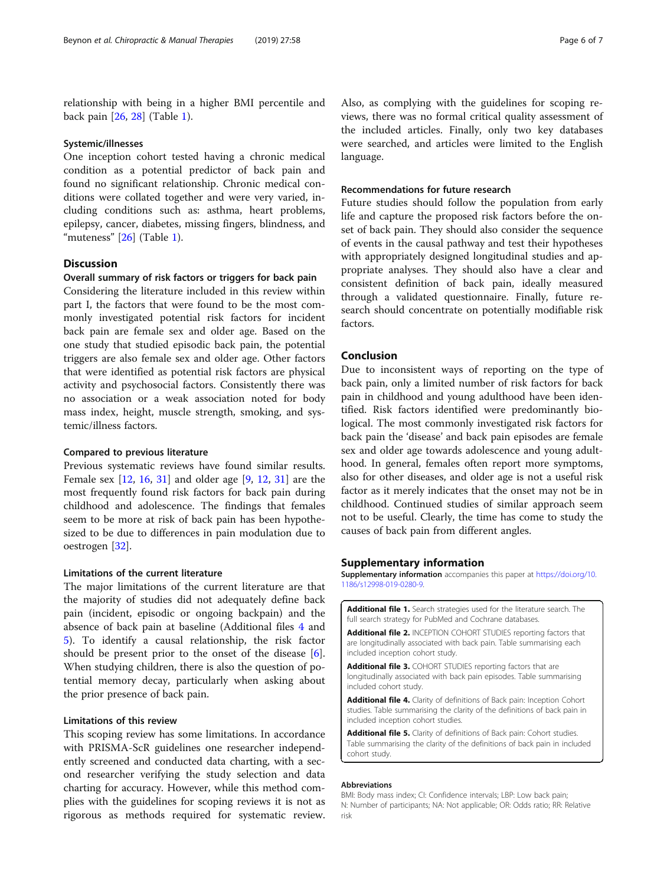relationship with being in a higher BMI percentile and back pain [26, 28] (Table 1).

### Systemic/illnesses

One inception cohort tested having a chronic medical condition as a potential predictor of back pain and found no significant relationship. Chronic medical conditions were collated together and were very varied, including conditions such as: asthma, heart problems, epilepsy, cancer, diabetes, missing fingers, blindness, and "muteness" [26] (Table 1).

## Discussion

### Overall summary of risk factors or triggers for back pain

Considering the literature included in this review within part I, the factors that were found to be the most commonly investigated potential risk factors for incident back pain are female sex and older age. Based on the one study that studied episodic back pain, the potential triggers are also female sex and older age. Other factors that were identified as potential risk factors are physical activity and psychosocial factors. Consistently there was no association or a weak association noted for body mass index, height, muscle strength, smoking, and systemic/illness factors.

### Compared to previous literature

Previous systematic reviews have found similar results. Female sex [12, 16, 31] and older age [9, 12, 31] are the most frequently found risk factors for back pain during childhood and adolescence. The findings that females seem to be more at risk of back pain has been hypothesized to be due to differences in pain modulation due to oestrogen [32].

### Limitations of the current literature

The major limitations of the current literature are that the majority of studies did not adequately define back pain (incident, episodic or ongoing backpain) and the absence of back pain at baseline (Additional files 4 and 5). To identify a causal relationship, the risk factor should be present prior to the onset of the disease [6]. When studying children, there is also the question of potential memory decay, particularly when asking about the prior presence of back pain.

### Limitations of this review

This scoping review has some limitations. In accordance with PRISMA-ScR guidelines one researcher independently screened and conducted data charting, with a second researcher verifying the study selection and data charting for accuracy. However, while this method complies with the guidelines for scoping reviews it is not as rigorous as methods required for systematic review. Also, as complying with the guidelines for scoping reviews, there was no formal critical quality assessment of the included articles. Finally, only two key databases were searched, and articles were limited to the English language.

### Recommendations for future research

Future studies should follow the population from early life and capture the proposed risk factors before the onset of back pain. They should also consider the sequence of events in the causal pathway and test their hypotheses with appropriately designed longitudinal studies and appropriate analyses. They should also have a clear and consistent definition of back pain, ideally measured through a validated questionnaire. Finally, future research should concentrate on potentially modifiable risk factors.

## Conclusion

Due to inconsistent ways of reporting on the type of back pain, only a limited number of risk factors for back pain in childhood and young adulthood have been identified. Risk factors identified were predominantly biological. The most commonly investigated risk factors for back pain the 'disease' and back pain episodes are female sex and older age towards adolescence and young adulthood. In general, females often report more symptoms, also for other diseases, and older age is not a useful risk factor as it merely indicates that the onset may not be in childhood. Continued studies of similar approach seem not to be useful. Clearly, the time has come to study the causes of back pain from different angles.

## Supplementary information

**Supplementary information** accompanies this paper at https://doi.org/10.1186/s12998-019-0280-9.

**Additional file 1.** Search strategies used for the literature search. The full search strategy for PubMed and Cochrane databases.

**Additional file 2.** INCEPTION COHORT STUDIES reporting factors that are longitudinally associated with back pain. Table summarising each included inception cohort study.

**Additional file 3.** COHORT STUDIES reporting factors that are longitudinally associated with back pain episodes. Table summarising included cohort study.

**Additional file 4.** Clarity of definitions of Back pain: Inception Cohort studies. Table summarising the clarity of the definitions of back pain in included inception cohort studies.

**Additional file 5.** Clarity of definitions of Back pain: Cohort studies. Table summarising the clarity of the definitions of back pain in included cohort study.

### Abbreviations

BMI: Body mass index; CI: Confidence intervals; LBP: Low back pain; N: Number of participants; NA: Not applicable; OR: Odds ratio; RR: Relative risk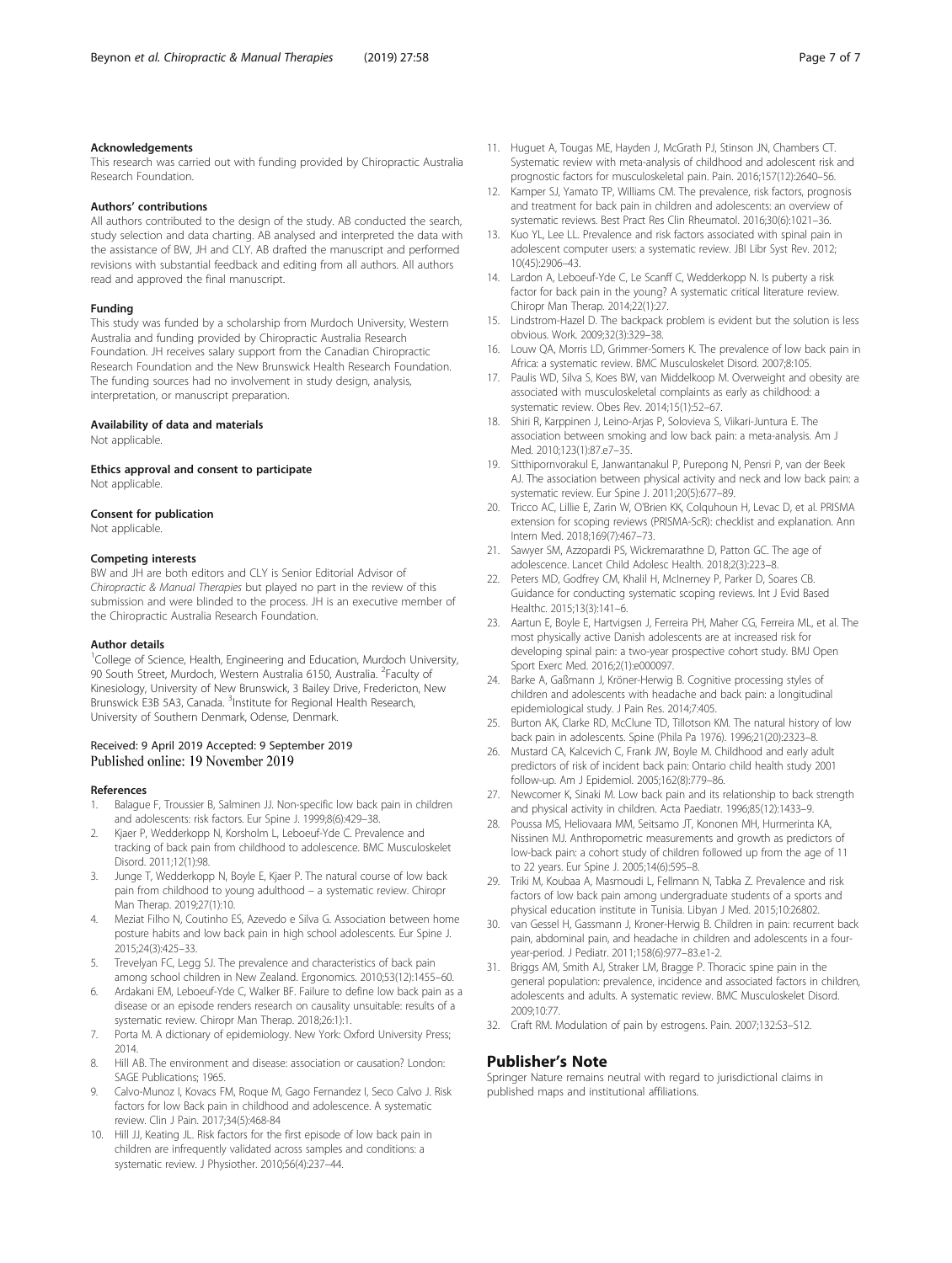#### Acknowledgements

This research was carried out with funding provided by Chiropractic Australia Research Foundation.

#### Authors' contributions

All authors contributed to the design of the study. AB conducted the search, study selection and data charting. AB analysed and interpreted the data with the assistance of BW, JH and CLY. AB drafted the manuscript and performed revisions with substantial feedback and editing from all authors. All authors read and approved the final manuscript.

#### Funding

This study was funded by a scholarship from Murdoch University, Western Australia and funding provided by Chiropractic Australia Research Foundation. JH receives salary support from the Canadian Chiropractic Research Foundation and the New Brunswick Health Research Foundation. The funding sources had no involvement in study design, analysis, interpretation, or manuscript preparation.

#### Availability of data and materials

Not applicable.

#### Ethics approval and consent to participate

Not applicable.

#### Consent for publication

Not applicable.

#### Competing interests

BW and JH are both editors and CLY is Senior Editorial Advisor of *Chiropractic & Manual Therapies* but played no part in the review of this submission and were blinded to the process. JH is an executive member of the Chiropractic Australia Research Foundation.

#### Author details

[1]College of Science, Health, Engineering and Education, Murdoch University, 90 South Street, Murdoch, Western Australia 6150, Australia. [2]Faculty of Kinesiology, University of New Brunswick, 3 Bailey Drive, Fredericton, New Brunswick E3B 5A3, Canada. [3]Institute for Regional Health Research, University of Southern Denmark, Odense, Denmark.

Received: 9 April 2019 Accepted: 9 September 2019
Published online: 19 November 2019

#### References

1. Balague F, Troussier B, Salminen JJ. Non-specific low back pain in children and adolescents: risk factors. Eur Spine J. 1999;8(6):429–38.
2. Kjaer P, Wedderkopp N, Korsholm L, Leboeuf-Yde C. Prevalence and tracking of back pain from childhood to adolescence. BMC Musculoskelet Disord. 2011;12(1):98.
3. Junge T, Wedderkopp N, Boyle E, Kjaer P. The natural course of low back pain from childhood to young adulthood – a systematic review. Chiropr Man Therap. 2019;27(1):10.
4. Meziat Filho N, Coutinho ES, Azevedo e Silva G. Association between home posture habits and low back pain in high school adolescents. Eur Spine J. 2015;24(3):425–33.
5. Trevelyan FC, Legg SJ. The prevalence and characteristics of back pain among school children in New Zealand. Ergonomics. 2010;53(12):1455–60.
6. Ardakani EM, Leboeuf-Yde C, Walker BF. Failure to define low back pain as a disease or an episode renders research on causality unsuitable: results of a systematic review. Chiropr Man Therap. 2018;26:1):1.
7. Porta M. A dictionary of epidemiology. New York: Oxford University Press; 2014.
8. Hill AB. The environment and disease: association or causation? London: SAGE Publications; 1965.
9. Calvo-Munoz I, Kovacs FM, Roque M, Gago Fernandez I, Seco Calvo J. Risk factors for low Back pain in childhood and adolescence. A systematic review. Clin J Pain. 2017;34(5):468-84
10. Hill JJ, Keating JL. Risk factors for the first episode of low back pain in children are infrequently validated across samples and conditions: a systematic review. J Physiother. 2010;56(4):237–44.
11. Huguet A, Tougas ME, Hayden J, McGrath PJ, Stinson JN, Chambers CT. Systematic review with meta-analysis of childhood and adolescent risk and prognostic factors for musculoskeletal pain. Pain. 2016;157(12):2640–56.
12. Kamper SJ, Yamato TP, Williams CM. The prevalence, risk factors, prognosis and treatment for back pain in children and adolescents: an overview of systematic reviews. Best Pract Res Clin Rheumatol. 2016;30(6):1021–36.
13. Kuo YL, Lee LL. Prevalence and risk factors associated with spinal pain in adolescent computer users: a systematic review. JBI Libr Syst Rev. 2012; 10(45):2906–43.
14. Lardon A, Leboeuf-Yde C, Le Scanff C, Wedderkopp N. Is puberty a risk factor for back pain in the young? A systematic critical literature review. Chiropr Man Therap. 2014;22(1):27.
15. Lindstrom-Hazel D. The backpack problem is evident but the solution is less obvious. Work. 2009;32(3):329–38.
16. Louw QA, Morris LD, Grimmer-Somers K. The prevalence of low back pain in Africa: a systematic review. BMC Musculoskelet Disord. 2007;8:105.
17. Paulis WD, Silva S, Koes BW, van Middelkoop M. Overweight and obesity are associated with musculoskeletal complaints as early as childhood: a systematic review. Obes Rev. 2014;15(1):52–67.
18. Shiri R, Karppinen J, Leino-Arjas P, Solovieva S, Viikari-Juntura E. The association between smoking and low back pain: a meta-analysis. Am J Med. 2010;123(1):87.e7–35.
19. Sitthipornvorakul E, Janwantanakul P, Purepong N, Pensri P, van der Beek AJ. The association between physical activity and neck and low back pain: a systematic review. Eur Spine J. 2011;20(5):677–89.
20. Tricco AC, Lillie E, Zarin W, O'Brien KK, Colquhoun H, Levac D, et al. PRISMA extension for scoping reviews (PRISMA-ScR): checklist and explanation. Ann Intern Med. 2018;169(7):467–73.
21. Sawyer SM, Azzopardi PS, Wickremarathne D, Patton GC. The age of adolescence. Lancet Child Adolesc Health. 2018;2(3):223–8.
22. Peters MD, Godfrey CM, Khalil H, McInerney P, Parker D, Soares CB. Guidance for conducting systematic scoping reviews. Int J Evid Based Healthc. 2015;13(3):141–6.
23. Aartun E, Boyle E, Hartvigsen J, Ferreira PH, Maher CG, Ferreira ML, et al. The most physically active Danish adolescents are at increased risk for developing spinal pain: a two-year prospective cohort study. BMJ Open Sport Exerc Med. 2016;2(1):e000097.
24. Barke A, Gaßmann J, Kröner-Herwig B. Cognitive processing styles of children and adolescents with headache and back pain: a longitudinal epidemiological study. J Pain Res. 2014;7:405.
25. Burton AK, Clarke RD, McClune TD, Tillotson KM. The natural history of low back pain in adolescents. Spine (Phila Pa 1976). 1996;21(20):2323–8.
26. Mustard CA, Kalcevich C, Frank JW, Boyle M. Childhood and early adult predictors of risk of incident back pain: Ontario child health study 2001 follow-up. Am J Epidemiol. 2005;162(8):779–86.
27. Newcomer K, Sinaki M. Low back pain and its relationship to back strength and physical activity in children. Acta Paediatr. 1996;85(12):1433–9.
28. Poussa MS, Heliovaara MM, Seitsamo JT, Kononen MH, Hurmerinta KA, Nissinen MJ. Anthropometric measurements and growth as predictors of low-back pain: a cohort study of children followed up from the age of 11 to 22 years. Eur Spine J. 2005;14(6):595–8.
29. Triki M, Koubaa A, Masmoudi L, Fellmann N, Tabka Z. Prevalence and risk factors of low back pain among undergraduate students of a sports and physical education institute in Tunisia. Libyan J Med. 2015;10:26802.
30. van Gessel H, Gassmann J, Kroner-Herwig B. Children in pain: recurrent back pain, abdominal pain, and headache in children and adolescents in a four-year-period. J Pediatr. 2011;158(6):977–83.e1-2.
31. Briggs AM, Smith AJ, Straker LM, Bragge P. Thoracic spine pain in the general population: prevalence, incidence and associated factors in children, adolescents and adults. A systematic review. BMC Musculoskelet Disord. 2009;10:77.
32. Craft RM. Modulation of pain by estrogens. Pain. 2007;132:S3–S12.

## Publisher's Note

Springer Nature remains neutral with regard to jurisdictional claims in published maps and institutional affiliations.